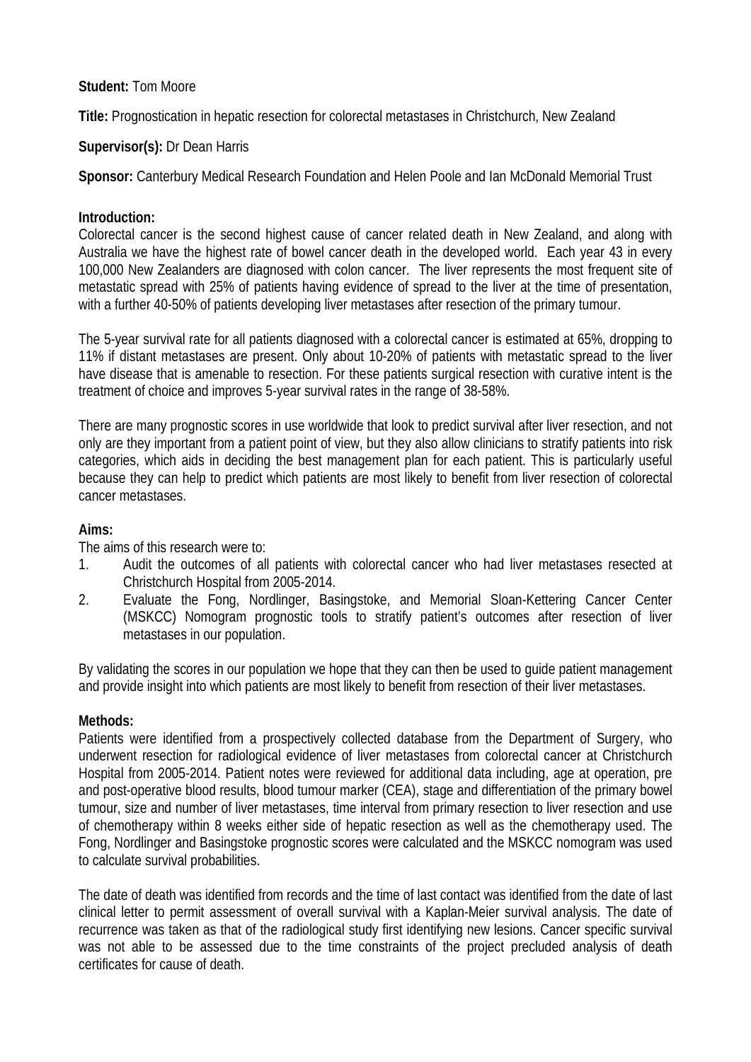**Student:** Tom Moore

**Title:** Prognostication in hepatic resection for colorectal metastases in Christchurch, New Zealand

**Supervisor(s):** Dr Dean Harris

**Sponsor:** Canterbury Medical Research Foundation and Helen Poole and Ian McDonald Memorial Trust

**Introduction:**

Colorectal cancer is the second highest cause of cancer related death in New Zealand, and along with Australia we have the highest rate of bowel cancer death in the developed world. Each year 43 in every 100,000 New Zealanders are diagnosed with colon cancer. The liver represents the most frequent site of metastatic spread with 25% of patients having evidence of spread to the liver at the time of presentation, with a further 40-50% of patients developing liver metastases after resection of the primary tumour.

The 5-year survival rate for all patients diagnosed with a colorectal cancer is estimated at 65%, dropping to 11% if distant metastases are present. Only about 10-20% of patients with metastatic spread to the liver have disease that is amenable to resection. For these patients surgical resection with curative intent is the treatment of choice and improves 5-year survival rates in the range of 38-58%.

There are many prognostic scores in use worldwide that look to predict survival after liver resection, and not only are they important from a patient point of view, but they also allow clinicians to stratify patients into risk categories, which aids in deciding the best management plan for each patient. This is particularly useful because they can help to predict which patients are most likely to benefit from liver resection of colorectal cancer metastases.

**Aims:**

The aims of this research were to:

1. Audit the outcomes of all patients with colorectal cancer who had liver metastases resected at Christchurch Hospital from 2005-2014.
2. Evaluate the Fong, Nordlinger, Basingstoke, and Memorial Sloan-Kettering Cancer Center (MSKCC) Nomogram prognostic tools to stratify patient's outcomes after resection of liver metastases in our population.

By validating the scores in our population we hope that they can then be used to guide patient management and provide insight into which patients are most likely to benefit from resection of their liver metastases.

**Methods:**

Patients were identified from a prospectively collected database from the Department of Surgery, who underwent resection for radiological evidence of liver metastases from colorectal cancer at Christchurch Hospital from 2005-2014. Patient notes were reviewed for additional data including, age at operation, pre and post-operative blood results, blood tumour marker (CEA), stage and differentiation of the primary bowel tumour, size and number of liver metastases, time interval from primary resection to liver resection and use of chemotherapy within 8 weeks either side of hepatic resection as well as the chemotherapy used. The Fong, Nordlinger and Basingstoke prognostic scores were calculated and the MSKCC nomogram was used to calculate survival probabilities.

The date of death was identified from records and the time of last contact was identified from the date of last clinical letter to permit assessment of overall survival with a Kaplan-Meier survival analysis. The date of recurrence was taken as that of the radiological study first identifying new lesions. Cancer specific survival was not able to be assessed due to the time constraints of the project precluded analysis of death certificates for cause of death.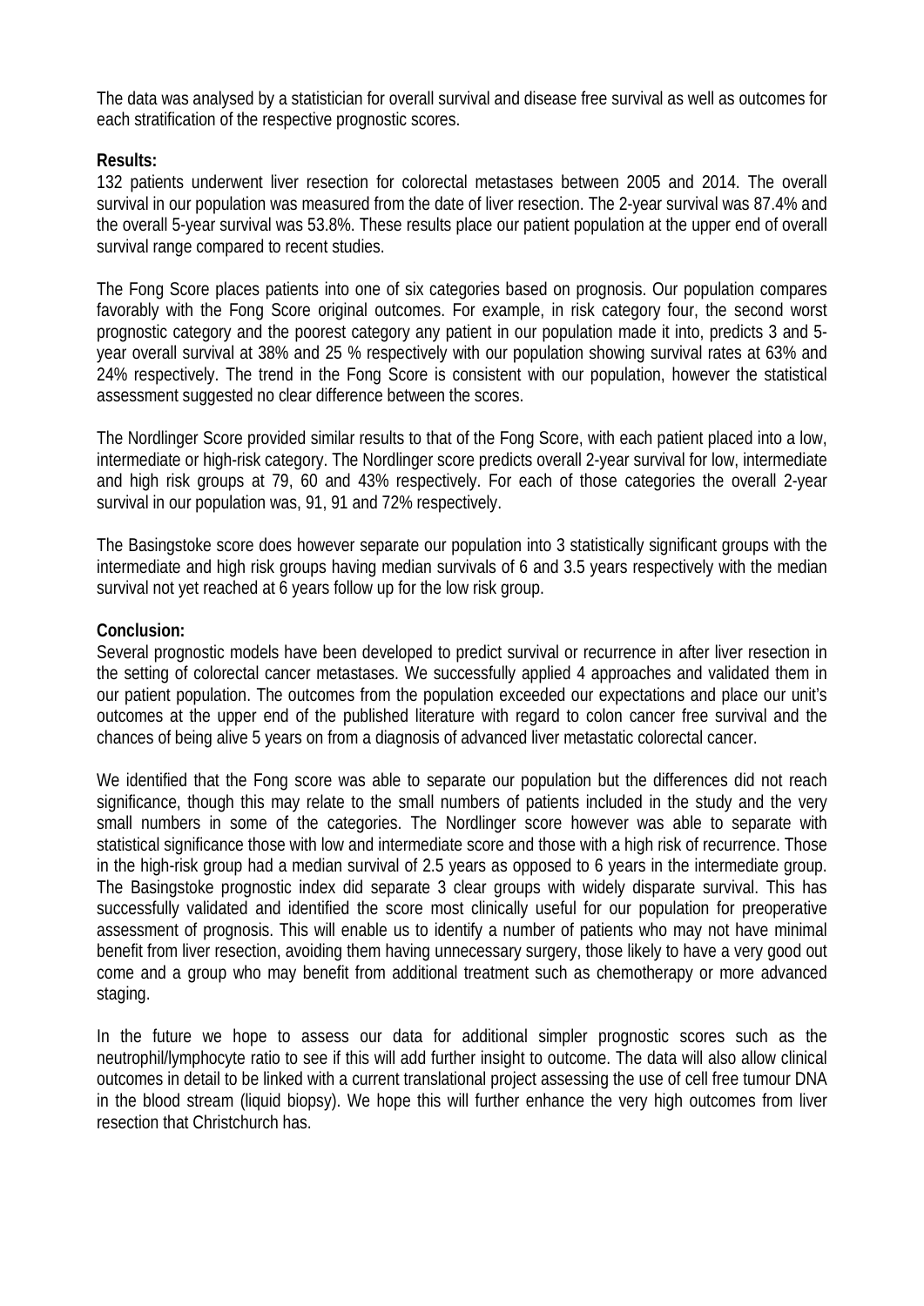The data was analysed by a statistician for overall survival and disease free survival as well as outcomes for each stratification of the respective prognostic scores.

**Results:**

132 patients underwent liver resection for colorectal metastases between 2005 and 2014. The overall survival in our population was measured from the date of liver resection. The 2-year survival was 87.4% and the overall 5-year survival was 53.8%. These results place our patient population at the upper end of overall survival range compared to recent studies.

The Fong Score places patients into one of six categories based on prognosis. Our population compares favorably with the Fong Score original outcomes. For example, in risk category four, the second worst prognostic category and the poorest category any patient in our population made it into, predicts 3 and 5-year overall survival at 38% and 25 % respectively with our population showing survival rates at 63% and 24% respectively. The trend in the Fong Score is consistent with our population, however the statistical assessment suggested no clear difference between the scores.

The Nordlinger Score provided similar results to that of the Fong Score, with each patient placed into a low, intermediate or high-risk category. The Nordlinger score predicts overall 2-year survival for low, intermediate and high risk groups at 79, 60 and 43% respectively. For each of those categories the overall 2-year survival in our population was, 91, 91 and 72% respectively.

The Basingstoke score does however separate our population into 3 statistically significant groups with the intermediate and high risk groups having median survivals of 6 and 3.5 years respectively with the median survival not yet reached at 6 years follow up for the low risk group.

**Conclusion:**

Several prognostic models have been developed to predict survival or recurrence in after liver resection in the setting of colorectal cancer metastases. We successfully applied 4 approaches and validated them in our patient population. The outcomes from the population exceeded our expectations and place our unit's outcomes at the upper end of the published literature with regard to colon cancer free survival and the chances of being alive 5 years on from a diagnosis of advanced liver metastatic colorectal cancer.

We identified that the Fong score was able to separate our population but the differences did not reach significance, though this may relate to the small numbers of patients included in the study and the very small numbers in some of the categories. The Nordlinger score however was able to separate with statistical significance those with low and intermediate score and those with a high risk of recurrence. Those in the high-risk group had a median survival of 2.5 years as opposed to 6 years in the intermediate group. The Basingstoke prognostic index did separate 3 clear groups with widely disparate survival. This has successfully validated and identified the score most clinically useful for our population for preoperative assessment of prognosis. This will enable us to identify a number of patients who may not have minimal benefit from liver resection, avoiding them having unnecessary surgery, those likely to have a very good out come and a group who may benefit from additional treatment such as chemotherapy or more advanced staging.

In the future we hope to assess our data for additional simpler prognostic scores such as the neutrophil/lymphocyte ratio to see if this will add further insight to outcome. The data will also allow clinical outcomes in detail to be linked with a current translational project assessing the use of cell free tumour DNA in the blood stream (liquid biopsy). We hope this will further enhance the very high outcomes from liver resection that Christchurch has.